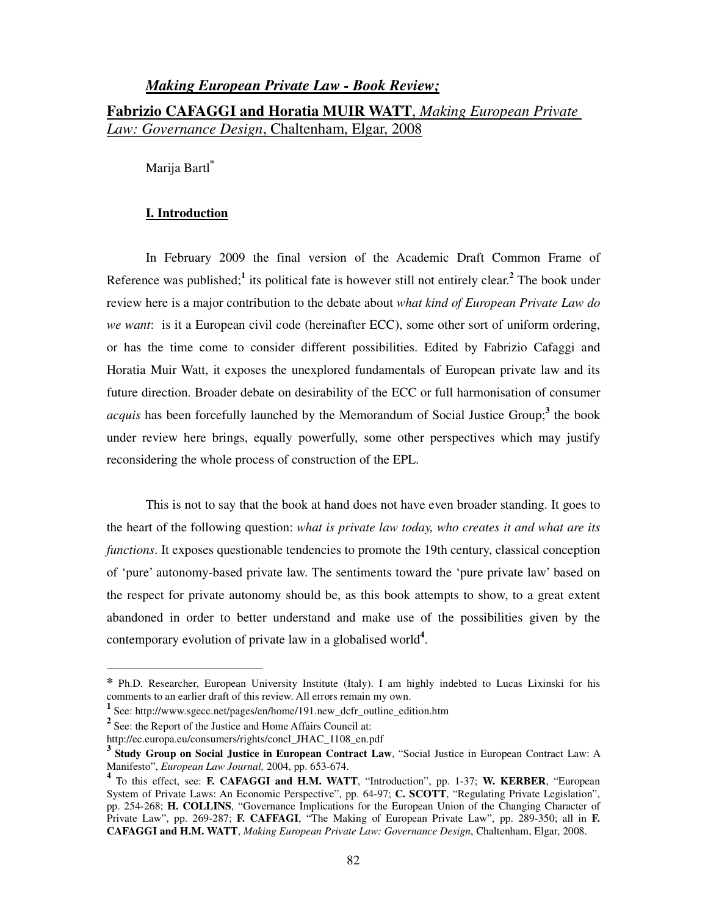## *Making European Private Law - Book Review;*

**Fabrizio CAFAGGI and Horatia MUIR WATT**, *Making European Private Law: Governance Design*, Chaltenham, Elgar, 2008

Marija Bartl[*]

### I. Introduction

In February 2009 the final version of the Academic Draft Common Frame of Reference was published;[1] its political fate is however still not entirely clear.[2] The book under review here is a major contribution to the debate about *what kind of European Private Law do we want*: is it a European civil code (hereinafter ECC), some other sort of uniform ordering, or has the time come to consider different possibilities. Edited by Fabrizio Cafaggi and Horatia Muir Watt, it exposes the unexplored fundamentals of European private law and its future direction. Broader debate on desirability of the ECC or full harmonisation of consumer *acquis* has been forcefully launched by the Memorandum of Social Justice Group;[3] the book under review here brings, equally powerfully, some other perspectives which may justify reconsidering the whole process of construction of the EPL.

This is not to say that the book at hand does not have even broader standing. It goes to the heart of the following question: *what is private law today, who creates it and what are its functions*. It exposes questionable tendencies to promote the 19th century, classical conception of 'pure' autonomy-based private law. The sentiments toward the 'pure private law' based on the respect for private autonomy should be, as this book attempts to show, to a great extent abandoned in order to better understand and make use of the possibilities given by the contemporary evolution of private law in a globalised world[4].

---

[*] Ph.D. Researcher, European University Institute (Italy). I am highly indebted to Lucas Lixinski for his comments to an earlier draft of this review. All errors remain my own.

[1] See: http://www.sgecc.net/pages/en/home/191.new_dcfr_outline_edition.htm

[2] See: the Report of the Justice and Home Affairs Council at: http://ec.europa.eu/consumers/rights/concl_JHAC_1108_en.pdf

[3] **Study Group on Social Justice in European Contract Law**, "Social Justice in European Contract Law: A Manifesto", *European Law Journal,* 2004, pp. 653-674.

[4] To this effect, see: **F. CAFAGGI and H.M. WATT**, "Introduction", pp. 1-37; **W. KERBER**, "European System of Private Laws: An Economic Perspective", pp. 64-97; **C. SCOTT**, "Regulating Private Legislation", pp. 254-268; **H. COLLINS**, "Governance Implications for the European Union of the Changing Character of Private Law", pp. 269-287; **F. CAFFAGI**, "The Making of European Private Law", pp. 289-350; all in **F. CAFAGGI and H.M. WATT**, *Making European Private Law: Governance Design*, Chaltenham, Elgar, 2008.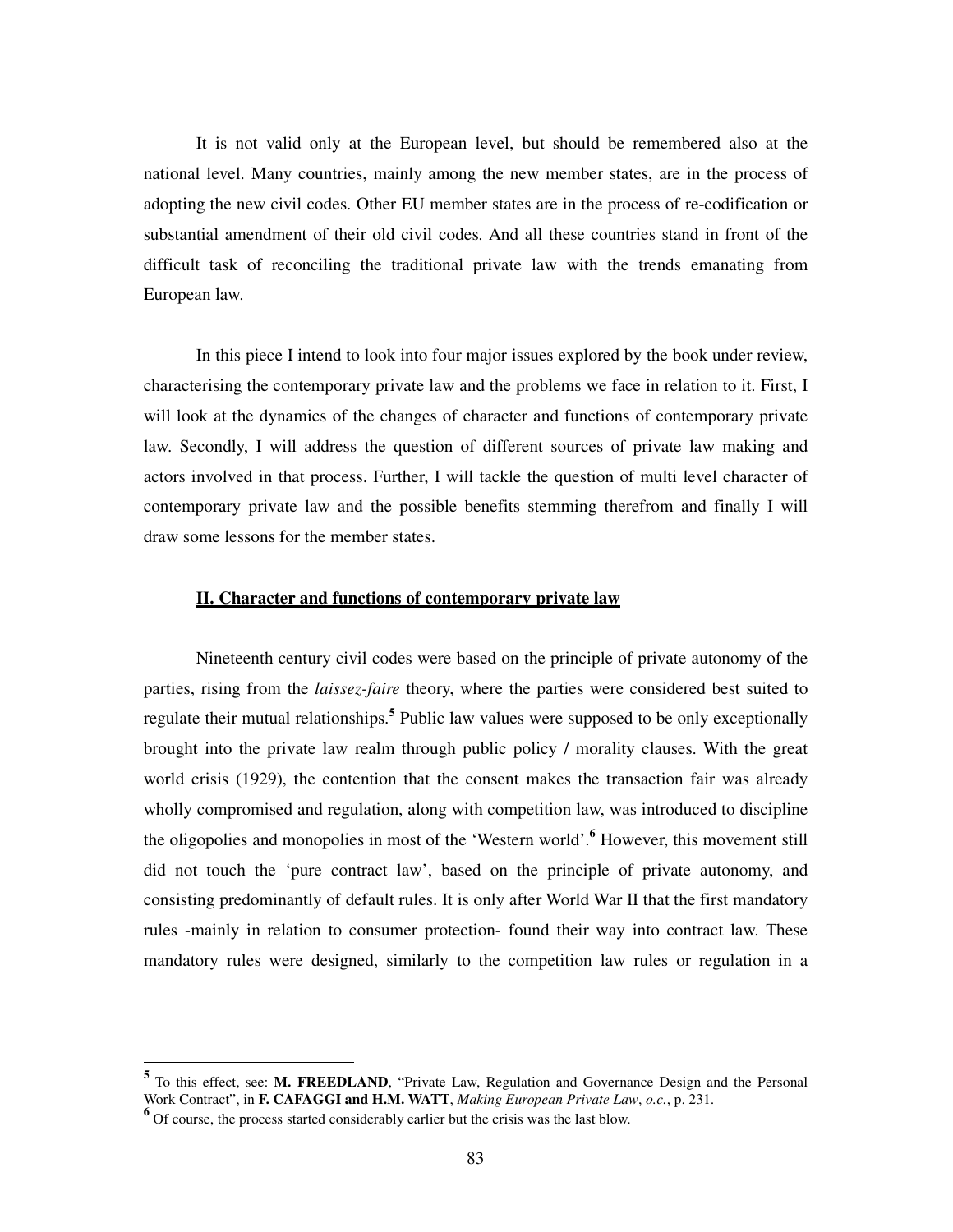It is not valid only at the European level, but should be remembered also at the national level. Many countries, mainly among the new member states, are in the process of adopting the new civil codes. Other EU member states are in the process of re-codification or substantial amendment of their old civil codes. And all these countries stand in front of the difficult task of reconciling the traditional private law with the trends emanating from European law.

In this piece I intend to look into four major issues explored by the book under review, characterising the contemporary private law and the problems we face in relation to it. First, I will look at the dynamics of the changes of character and functions of contemporary private law. Secondly, I will address the question of different sources of private law making and actors involved in that process. Further, I will tackle the question of multi level character of contemporary private law and the possible benefits stemming therefrom and finally I will draw some lessons for the member states.

## II. Character and functions of contemporary private law

Nineteenth century civil codes were based on the principle of private autonomy of the parties, rising from the *laissez-faire* theory, where the parties were considered best suited to regulate their mutual relationships.[5] Public law values were supposed to be only exceptionally brought into the private law realm through public policy / morality clauses. With the great world crisis (1929), the contention that the consent makes the transaction fair was already wholly compromised and regulation, along with competition law, was introduced to discipline the oligopolies and monopolies in most of the 'Western world'.[6] However, this movement still did not touch the 'pure contract law', based on the principle of private autonomy, and consisting predominantly of default rules. It is only after World War II that the first mandatory rules -mainly in relation to consumer protection- found their way into contract law. These mandatory rules were designed, similarly to the competition law rules or regulation in a

---

[5] To this effect, see: **M. FREEDLAND**, "Private Law, Regulation and Governance Design and the Personal Work Contract", in **F. CAFAGGI and H.M. WATT**, *Making European Private Law*, *o.c.*, p. 231.

[6] Of course, the process started considerably earlier but the crisis was the last blow.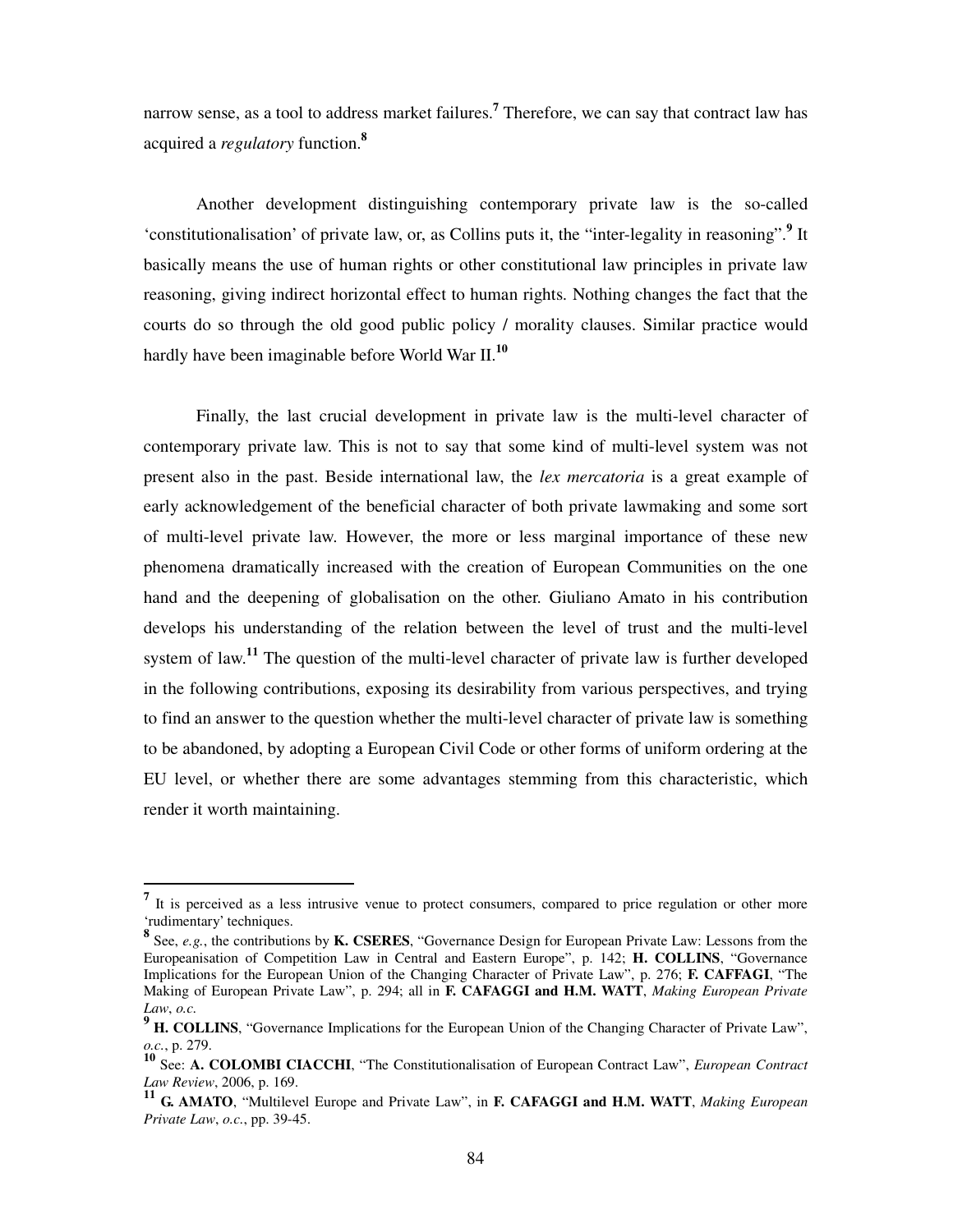narrow sense, as a tool to address market failures.[7] Therefore, we can say that contract law has acquired a *regulatory* function.[8]

Another development distinguishing contemporary private law is the so-called 'constitutionalisation' of private law, or, as Collins puts it, the "inter-legality in reasoning".[9] It basically means the use of human rights or other constitutional law principles in private law reasoning, giving indirect horizontal effect to human rights. Nothing changes the fact that the courts do so through the old good public policy / morality clauses. Similar practice would hardly have been imaginable before World War II.[10]

Finally, the last crucial development in private law is the multi-level character of contemporary private law. This is not to say that some kind of multi-level system was not present also in the past. Beside international law, the *lex mercatoria* is a great example of early acknowledgement of the beneficial character of both private lawmaking and some sort of multi-level private law. However, the more or less marginal importance of these new phenomena dramatically increased with the creation of European Communities on the one hand and the deepening of globalisation on the other. Giuliano Amato in his contribution develops his understanding of the relation between the level of trust and the multi-level system of law.[11] The question of the multi-level character of private law is further developed in the following contributions, exposing its desirability from various perspectives, and trying to find an answer to the question whether the multi-level character of private law is something to be abandoned, by adopting a European Civil Code or other forms of uniform ordering at the EU level, or whether there are some advantages stemming from this characteristic, which render it worth maintaining.

---

[7] It is perceived as a less intrusive venue to protect consumers, compared to price regulation or other more 'rudimentary' techniques.

[8] See, *e.g.*, the contributions by **K. CSERES**, "Governance Design for European Private Law: Lessons from the Europeanisation of Competition Law in Central and Eastern Europe", p. 142; **H. COLLINS**, "Governance Implications for the European Union of the Changing Character of Private Law", p. 276; **F. CAFFAGI**, "The Making of European Private Law", p. 294; all in **F. CAFAGGI and H.M. WATT**, *Making European Private Law*, *o.c.*

[9] **H. COLLINS**, "Governance Implications for the European Union of the Changing Character of Private Law", *o.c.*, p. 279.

[10] See: **A. COLOMBI CIACCHI**, "The Constitutionalisation of European Contract Law", *European Contract Law Review*, 2006, p. 169.

[11] **G. AMATO**, "Multilevel Europe and Private Law", in **F. CAFAGGI and H.M. WATT**, *Making European Private Law*, *o.c.*, pp. 39-45.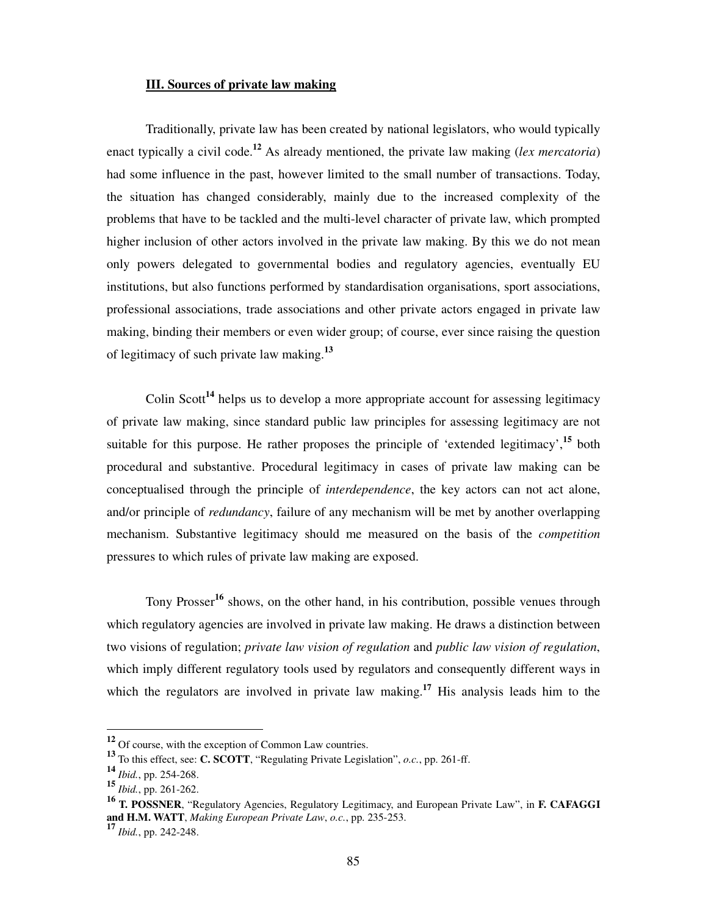### **III. Sources of private law making**

Traditionally, private law has been created by national legislators, who would typically enact typically a civil code.[12] As already mentioned, the private law making (*lex mercatoria*) had some influence in the past, however limited to the small number of transactions. Today, the situation has changed considerably, mainly due to the increased complexity of the problems that have to be tackled and the multi-level character of private law, which prompted higher inclusion of other actors involved in the private law making. By this we do not mean only powers delegated to governmental bodies and regulatory agencies, eventually EU institutions, but also functions performed by standardisation organisations, sport associations, professional associations, trade associations and other private actors engaged in private law making, binding their members or even wider group; of course, ever since raising the question of legitimacy of such private law making.[13]

Colin Scott[14] helps us to develop a more appropriate account for assessing legitimacy of private law making, since standard public law principles for assessing legitimacy are not suitable for this purpose. He rather proposes the principle of 'extended legitimacy',[15] both procedural and substantive. Procedural legitimacy in cases of private law making can be conceptualised through the principle of *interdependence*, the key actors can not act alone, and/or principle of *redundancy*, failure of any mechanism will be met by another overlapping mechanism. Substantive legitimacy should me measured on the basis of the *competition* pressures to which rules of private law making are exposed.

Tony Prosser[16] shows, on the other hand, in his contribution, possible venues through which regulatory agencies are involved in private law making. He draws a distinction between two visions of regulation; *private law vision of regulation* and *public law vision of regulation*, which imply different regulatory tools used by regulators and consequently different ways in which the regulators are involved in private law making.[17] His analysis leads him to the

---

[12] Of course, with the exception of Common Law countries.

[13] To this effect, see: **C. SCOTT**, "Regulating Private Legislation", *o.c.*, pp. 261-ff.

[14] *Ibid.*, pp. 254-268.

[15] *Ibid.*, pp. 261-262.

[16] **T. POSSNER**, "Regulatory Agencies, Regulatory Legitimacy, and European Private Law", in **F. CAFAGGI and H.M. WATT**, *Making European Private Law*, *o.c.*, pp. 235-253.

[17] *Ibid.*, pp. 242-248.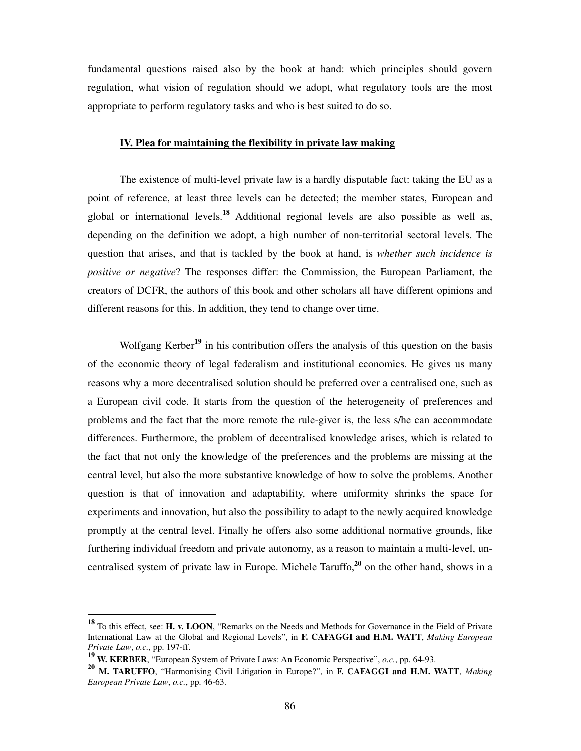fundamental questions raised also by the book at hand: which principles should govern regulation, what vision of regulation should we adopt, what regulatory tools are the most appropriate to perform regulatory tasks and who is best suited to do so.

### IV. Plea for maintaining the flexibility in private law making

The existence of multi-level private law is a hardly disputable fact: taking the EU as a point of reference, at least three levels can be detected; the member states, European and global or international levels.[18] Additional regional levels are also possible as well as, depending on the definition we adopt, a high number of non-territorial sectoral levels. The question that arises, and that is tackled by the book at hand, is *whether such incidence is positive or negative*? The responses differ: the Commission, the European Parliament, the creators of DCFR, the authors of this book and other scholars all have different opinions and different reasons for this. In addition, they tend to change over time.

Wolfgang Kerber[19] in his contribution offers the analysis of this question on the basis of the economic theory of legal federalism and institutional economics. He gives us many reasons why a more decentralised solution should be preferred over a centralised one, such as a European civil code. It starts from the question of the heterogeneity of preferences and problems and the fact that the more remote the rule-giver is, the less s/he can accommodate differences. Furthermore, the problem of decentralised knowledge arises, which is related to the fact that not only the knowledge of the preferences and the problems are missing at the central level, but also the more substantive knowledge of how to solve the problems. Another question is that of innovation and adaptability, where uniformity shrinks the space for experiments and innovation, but also the possibility to adapt to the newly acquired knowledge promptly at the central level. Finally he offers also some additional normative grounds, like furthering individual freedom and private autonomy, as a reason to maintain a multi-level, un-centralised system of private law in Europe. Michele Taruffo,[20] on the other hand, shows in a

---

[18] To this effect, see: **H. v. LOON**, "Remarks on the Needs and Methods for Governance in the Field of Private International Law at the Global and Regional Levels", in **F. CAFAGGI and H.M. WATT**, *Making European Private Law*, *o.c.*, pp. 197-ff.

[19] **W. KERBER**, "European System of Private Laws: An Economic Perspective", *o.c.*, pp. 64-93.

[20] **M. TARUFFO**, "Harmonising Civil Litigation in Europe?", in **F. CAFAGGI and H.M. WATT**, *Making European Private Law*, *o.c.*, pp. 46-63.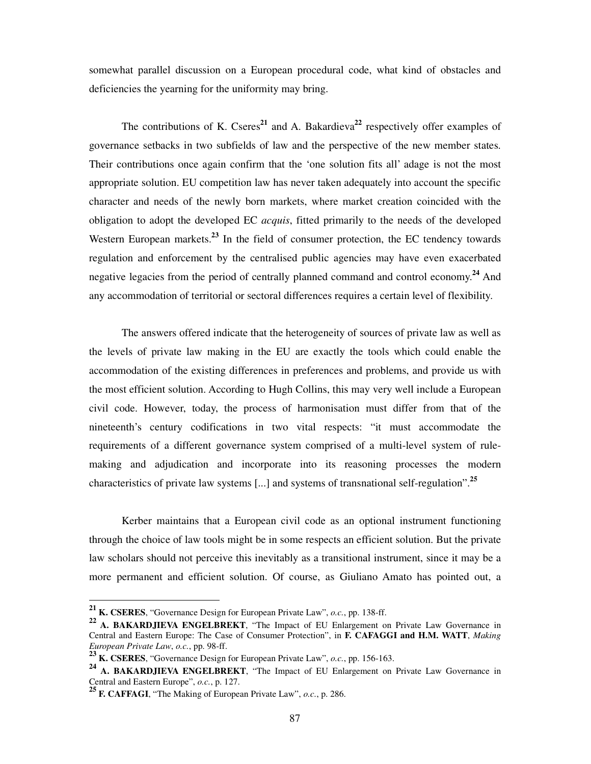somewhat parallel discussion on a European procedural code, what kind of obstacles and deficiencies the yearning for the uniformity may bring.

The contributions of K. Cseres[21] and A. Bakardieva[22] respectively offer examples of governance setbacks in two subfields of law and the perspective of the new member states. Their contributions once again confirm that the 'one solution fits all' adage is not the most appropriate solution. EU competition law has never taken adequately into account the specific character and needs of the newly born markets, where market creation coincided with the obligation to adopt the developed EC *acquis*, fitted primarily to the needs of the developed Western European markets.[23] In the field of consumer protection, the EC tendency towards regulation and enforcement by the centralised public agencies may have even exacerbated negative legacies from the period of centrally planned command and control economy.[24] And any accommodation of territorial or sectoral differences requires a certain level of flexibility.

The answers offered indicate that the heterogeneity of sources of private law as well as the levels of private law making in the EU are exactly the tools which could enable the accommodation of the existing differences in preferences and problems, and provide us with the most efficient solution. According to Hugh Collins, this may very well include a European civil code. However, today, the process of harmonisation must differ from that of the nineteenth's century codifications in two vital respects: "it must accommodate the requirements of a different governance system comprised of a multi-level system of rule-making and adjudication and incorporate into its reasoning processes the modern characteristics of private law systems [...] and systems of transnational self-regulation".[25]

Kerber maintains that a European civil code as an optional instrument functioning through the choice of law tools might be in some respects an efficient solution. But the private law scholars should not perceive this inevitably as a transitional instrument, since it may be a more permanent and efficient solution. Of course, as Giuliano Amato has pointed out, a

---

[21] **K. CSERES**, "Governance Design for European Private Law", *o.c.*, pp. 138-ff.

[22] **A. BAKARDJIEVA ENGELBREKT**, "The Impact of EU Enlargement on Private Law Governance in Central and Eastern Europe: The Case of Consumer Protection", in **F. CAFAGGI and H.M. WATT**, *Making European Private Law*, *o.c.*, pp. 98-ff.

[23] **K. CSERES**, "Governance Design for European Private Law", *o.c.*, pp. 156-163.

[24] **A. BAKARDJIEVA ENGELBREKT**, "The Impact of EU Enlargement on Private Law Governance in Central and Eastern Europe", *o.c.*, p. 127.

[25] **F. CAFFAGI**, "The Making of European Private Law", *o.c.*, p. 286.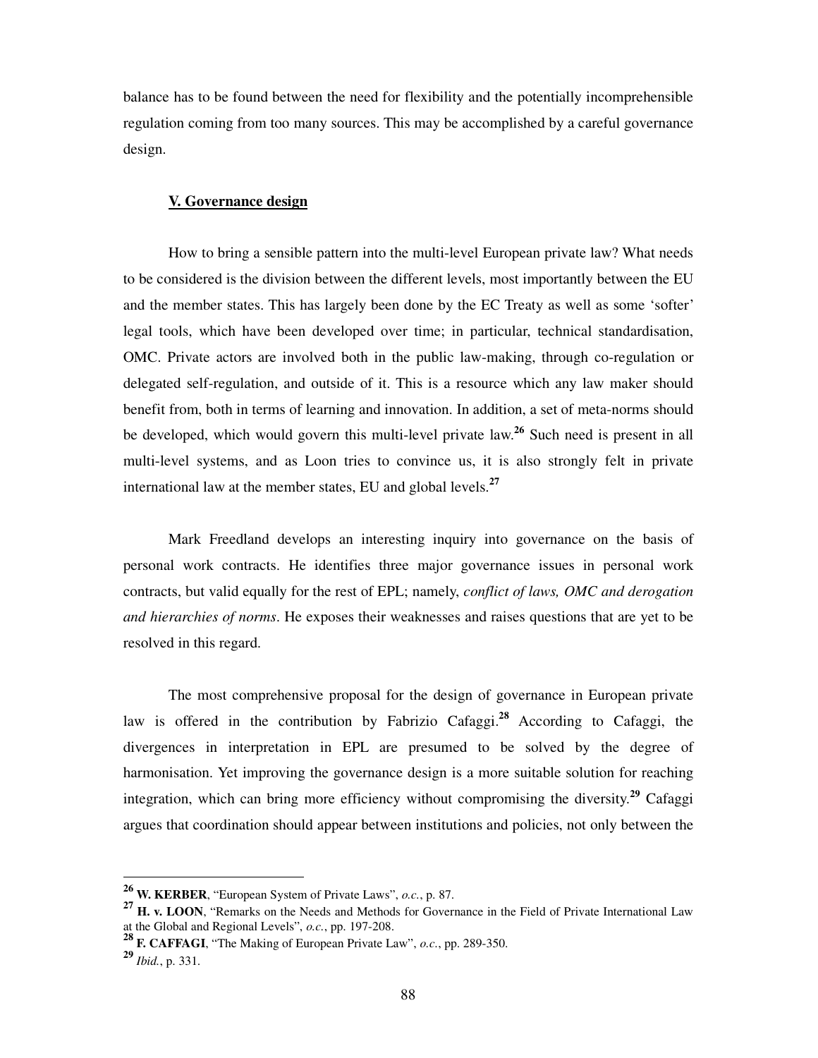balance has to be found between the need for flexibility and the potentially incomprehensible regulation coming from too many sources. This may be accomplished by a careful governance design.

## V. Governance design

How to bring a sensible pattern into the multi-level European private law? What needs to be considered is the division between the different levels, most importantly between the EU and the member states. This has largely been done by the EC Treaty as well as some 'softer' legal tools, which have been developed over time; in particular, technical standardisation, OMC. Private actors are involved both in the public law-making, through co-regulation or delegated self-regulation, and outside of it. This is a resource which any law maker should benefit from, both in terms of learning and innovation. In addition, a set of meta-norms should be developed, which would govern this multi-level private law.[26] Such need is present in all multi-level systems, and as Loon tries to convince us, it is also strongly felt in private international law at the member states, EU and global levels.[27]

Mark Freedland develops an interesting inquiry into governance on the basis of personal work contracts. He identifies three major governance issues in personal work contracts, but valid equally for the rest of EPL; namely, *conflict of laws, OMC and derogation and hierarchies of norms*. He exposes their weaknesses and raises questions that are yet to be resolved in this regard.

The most comprehensive proposal for the design of governance in European private law is offered in the contribution by Fabrizio Cafaggi.[28] According to Cafaggi, the divergences in interpretation in EPL are presumed to be solved by the degree of harmonisation. Yet improving the governance design is a more suitable solution for reaching integration, which can bring more efficiency without compromising the diversity.[29] Cafaggi argues that coordination should appear between institutions and policies, not only between the

---

[26] **W. KERBER**, "European System of Private Laws", *o.c.*, p. 87.

[27] **H. v. LOON**, "Remarks on the Needs and Methods for Governance in the Field of Private International Law at the Global and Regional Levels", *o.c.*, pp. 197-208.

[28] **F. CAFFAGI**, "The Making of European Private Law", *o.c.*, pp. 289-350.

[29] *Ibid.*, p. 331.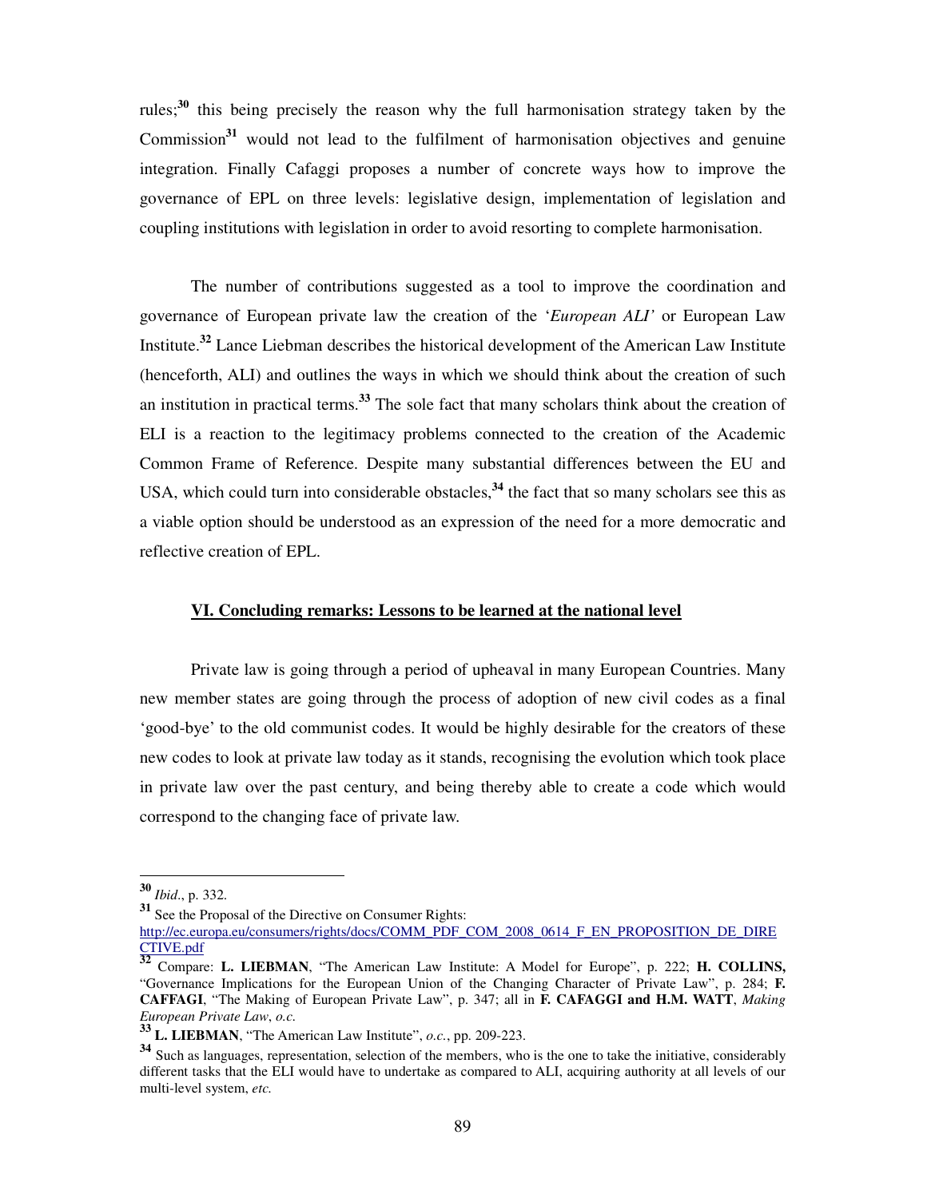rules;[30] this being precisely the reason why the full harmonisation strategy taken by the Commission[31] would not lead to the fulfilment of harmonisation objectives and genuine integration. Finally Cafaggi proposes a number of concrete ways how to improve the governance of EPL on three levels: legislative design, implementation of legislation and coupling institutions with legislation in order to avoid resorting to complete harmonisation.

The number of contributions suggested as a tool to improve the coordination and governance of European private law the creation of the '*European ALI'* or European Law Institute.[32] Lance Liebman describes the historical development of the American Law Institute (henceforth, ALI) and outlines the ways in which we should think about the creation of such an institution in practical terms.[33] The sole fact that many scholars think about the creation of ELI is a reaction to the legitimacy problems connected to the creation of the Academic Common Frame of Reference. Despite many substantial differences between the EU and USA, which could turn into considerable obstacles,[34] the fact that so many scholars see this as a viable option should be understood as an expression of the need for a more democratic and reflective creation of EPL.

## VI. Concluding remarks: Lessons to be learned at the national level

Private law is going through a period of upheaval in many European Countries. Many new member states are going through the process of adoption of new civil codes as a final 'good-bye' to the old communist codes. It would be highly desirable for the creators of these new codes to look at private law today as it stands, recognising the evolution which took place in private law over the past century, and being thereby able to create a code which would correspond to the changing face of private law.

---

[30] *Ibid*., p. 332.

[31] See the Proposal of the Directive on Consumer Rights: http://ec.europa.eu/consumers/rights/docs/COMM_PDF_COM_2008_0614_F_EN_PROPOSITION_DE_DIRECTIVE.pdf

[32] Compare: **L. LIEBMAN**, "The American Law Institute: A Model for Europe", p. 222; **H. COLLINS,** "Governance Implications for the European Union of the Changing Character of Private Law", p. 284; **F. CAFFAGI**, "The Making of European Private Law", p. 347; all in **F. CAFAGGI and H.M. WATT**, *Making European Private Law*, *o.c.*

[33] **L. LIEBMAN**, "The American Law Institute", *o.c.*, pp. 209-223.

[34] Such as languages, representation, selection of the members, who is the one to take the initiative, considerably different tasks that the ELI would have to undertake as compared to ALI, acquiring authority at all levels of our multi-level system, *etc.*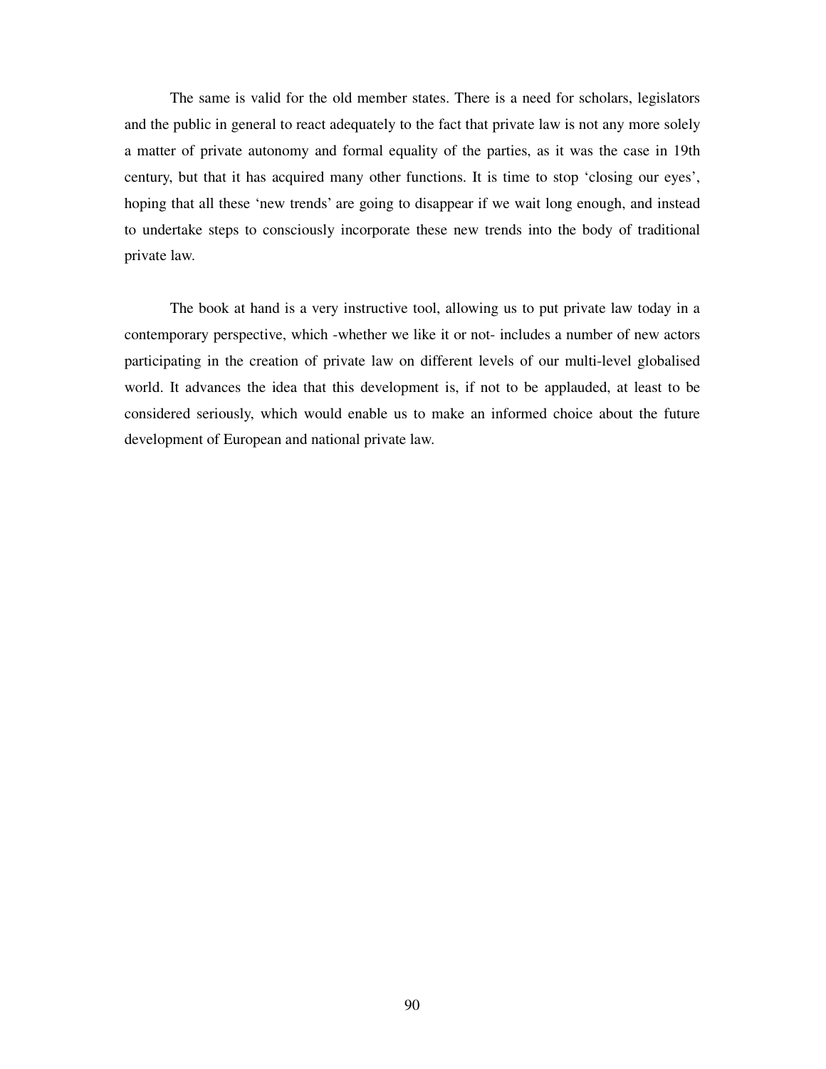The same is valid for the old member states. There is a need for scholars, legislators and the public in general to react adequately to the fact that private law is not any more solely a matter of private autonomy and formal equality of the parties, as it was the case in 19th century, but that it has acquired many other functions. It is time to stop 'closing our eyes', hoping that all these 'new trends' are going to disappear if we wait long enough, and instead to undertake steps to consciously incorporate these new trends into the body of traditional private law.

The book at hand is a very instructive tool, allowing us to put private law today in a contemporary perspective, which -whether we like it or not- includes a number of new actors participating in the creation of private law on different levels of our multi-level globalised world. It advances the idea that this development is, if not to be applauded, at least to be considered seriously, which would enable us to make an informed choice about the future development of European and national private law.